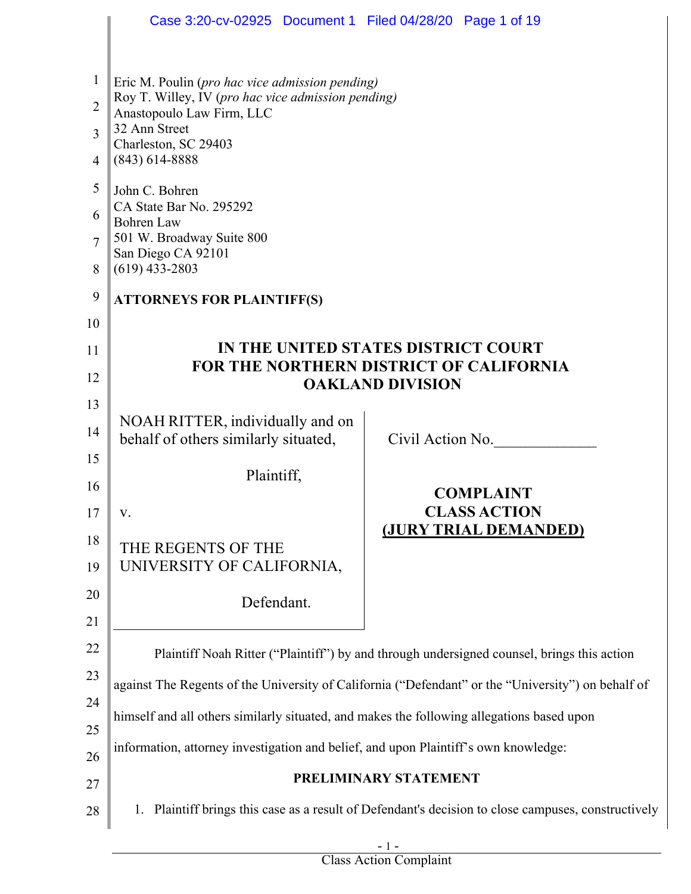Eric M. Poulin (*pro hac vice admission pending*)
Roy T. Willey, IV (*pro hac vice admission pending*)
Anastopoulo Law Firm, LLC
32 Ann Street
Charleston, SC 29403
(843) 614-8888

John C. Bohren
CA State Bar No. 295292
Bohren Law
501 W. Broadway Suite 800
San Diego CA 92101
(619) 433-2803

**ATTORNEYS FOR PLAINTIFF(S)**

**IN THE UNITED STATES DISTRICT COURT**
**FOR THE NORTHERN DISTRICT OF CALIFORNIA**
**OAKLAND DIVISION**

| | |
|---|---|
| NOAH RITTER, individually and on behalf of others similarly situated,<br><br>Plaintiff,<br><br>v.<br><br>THE REGENTS OF THE UNIVERSITY OF CALIFORNIA,<br><br>Defendant. | Civil Action No.\_\_\_\_\_\_\_\_\_\_\_\_\_<br><br>**COMPLAINT**<br>**CLASS ACTION**<br>**(JURY TRIAL DEMANDED)** |

Plaintiff Noah Ritter ("Plaintiff") by and through undersigned counsel, brings this action against The Regents of the University of California ("Defendant" or the "University") on behalf of himself and all others similarly situated, and makes the following allegations based upon information, attorney investigation and belief, and upon Plaintiff's own knowledge:

## PRELIMINARY STATEMENT

1. Plaintiff brings this case as a result of Defendant's decision to close campuses, constructively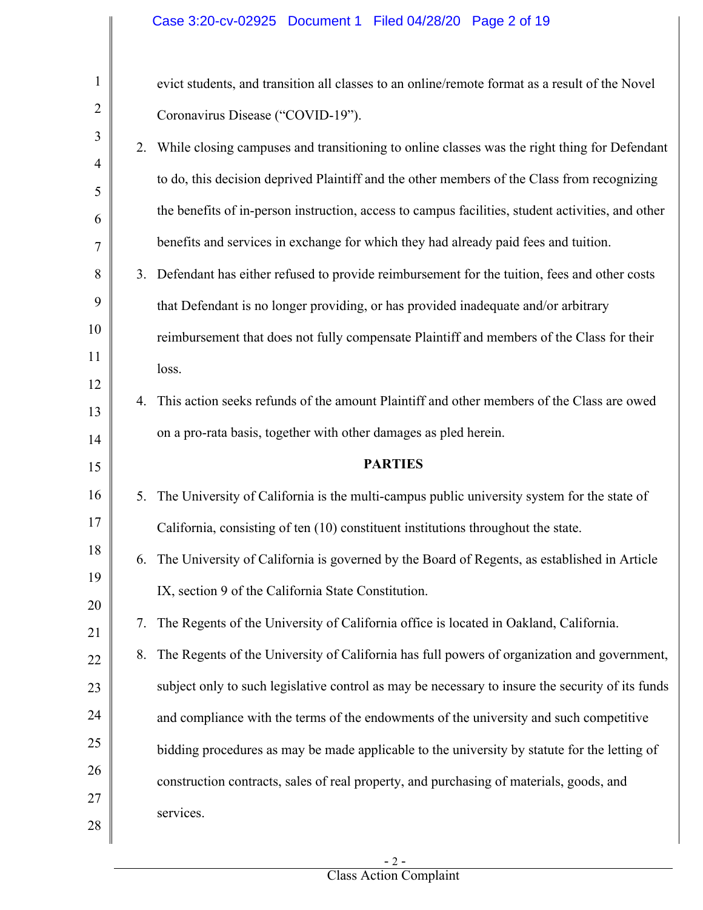evict students, and transition all classes to an online/remote format as a result of the Novel Coronavirus Disease ("COVID-19").

2. While closing campuses and transitioning to online classes was the right thing for Defendant to do, this decision deprived Plaintiff and the other members of the Class from recognizing the benefits of in-person instruction, access to campus facilities, student activities, and other benefits and services in exchange for which they had already paid fees and tuition.

3. Defendant has either refused to provide reimbursement for the tuition, fees and other costs that Defendant is no longer providing, or has provided inadequate and/or arbitrary reimbursement that does not fully compensate Plaintiff and members of the Class for their loss.

4. This action seeks refunds of the amount Plaintiff and other members of the Class are owed on a pro-rata basis, together with other damages as pled herein.

## PARTIES

5. The University of California is the multi-campus public university system for the state of California, consisting of ten (10) constituent institutions throughout the state.

6. The University of California is governed by the Board of Regents, as established in Article IX, section 9 of the California State Constitution.

7. The Regents of the University of California office is located in Oakland, California.

8. The Regents of the University of California has full powers of organization and government, subject only to such legislative control as may be necessary to insure the security of its funds and compliance with the terms of the endowments of the university and such competitive bidding procedures as may be made applicable to the university by statute for the letting of construction contracts, sales of real property, and purchasing of materials, goods, and services.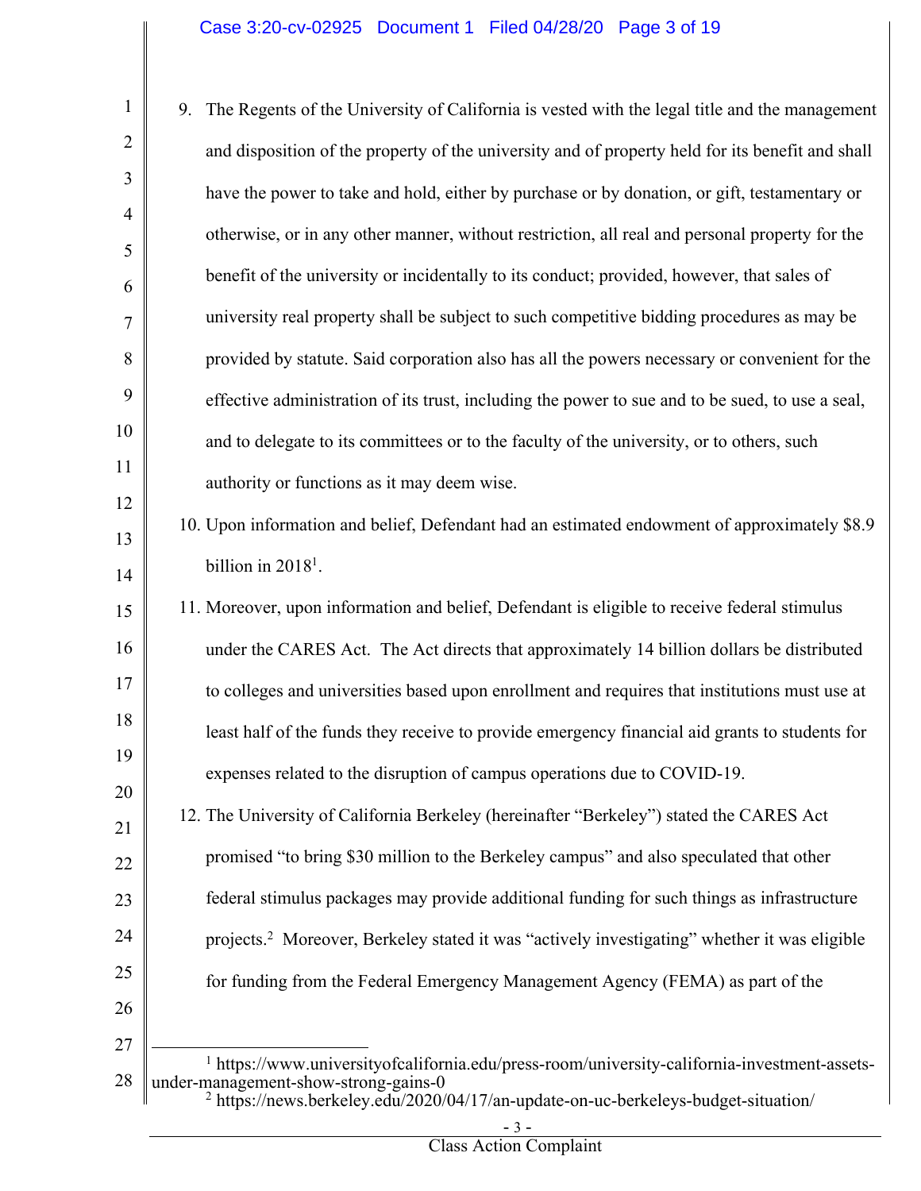9. The Regents of the University of California is vested with the legal title and the management and disposition of the property of the university and of property held for its benefit and shall have the power to take and hold, either by purchase or by donation, or gift, testamentary or otherwise, or in any other manner, without restriction, all real and personal property for the benefit of the university or incidentally to its conduct; provided, however, that sales of university real property shall be subject to such competitive bidding procedures as may be provided by statute. Said corporation also has all the powers necessary or convenient for the effective administration of its trust, including the power to sue and to be sued, to use a seal, and to delegate to its committees or to the faculty of the university, or to others, such authority or functions as it may deem wise.

10. Upon information and belief, Defendant had an estimated endowment of approximately $8.9 billion in 2018[1].

11. Moreover, upon information and belief, Defendant is eligible to receive federal stimulus under the CARES Act. The Act directs that approximately 14 billion dollars be distributed to colleges and universities based upon enrollment and requires that institutions must use at least half of the funds they receive to provide emergency financial aid grants to students for expenses related to the disruption of campus operations due to COVID-19.

12. The University of California Berkeley (hereinafter "Berkeley") stated the CARES Act promised "to bring $30 million to the Berkeley campus" and also speculated that other federal stimulus packages may provide additional funding for such things as infrastructure projects.[2] Moreover, Berkeley stated it was "actively investigating" whether it was eligible for funding from the Federal Emergency Management Agency (FEMA) as part of the

---

[1] https://www.universityofcalifornia.edu/press-room/university-california-investment-assets-under-management-show-strong-gains-0

[2] https://news.berkeley.edu/2020/04/17/an-update-on-uc-berkeleys-budget-situation/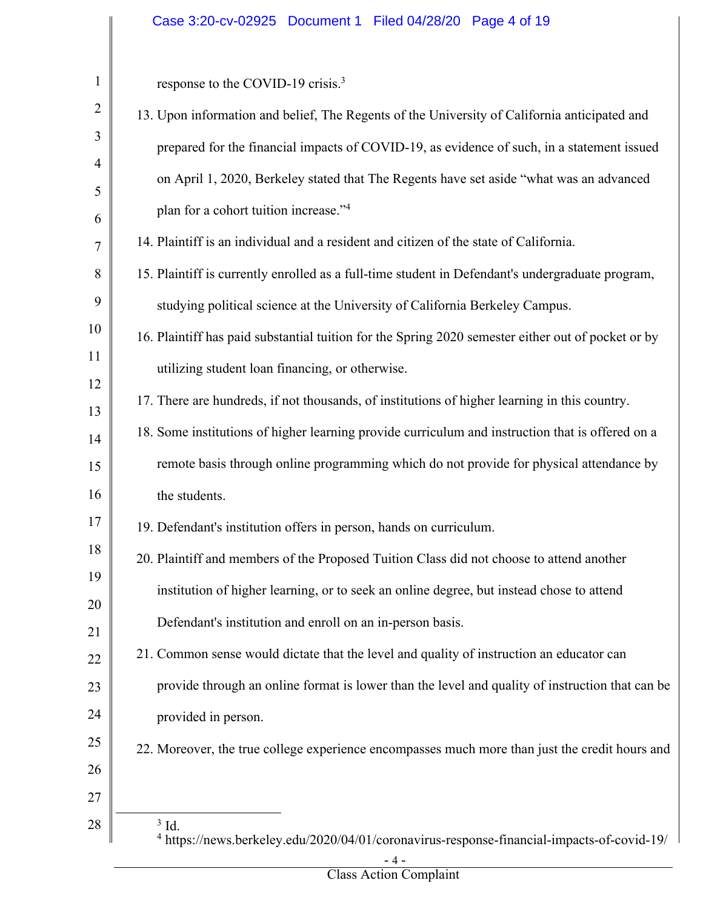response to the COVID-19 crisis.[3]

13. Upon information and belief, The Regents of the University of California anticipated and prepared for the financial impacts of COVID-19, as evidence of such, in a statement issued on April 1, 2020, Berkeley stated that The Regents have set aside "what was an advanced plan for a cohort tuition increase."[4]

14. Plaintiff is an individual and a resident and citizen of the state of California.

15. Plaintiff is currently enrolled as a full-time student in Defendant's undergraduate program, studying political science at the University of California Berkeley Campus.

16. Plaintiff has paid substantial tuition for the Spring 2020 semester either out of pocket or by utilizing student loan financing, or otherwise.

17. There are hundreds, if not thousands, of institutions of higher learning in this country.

18. Some institutions of higher learning provide curriculum and instruction that is offered on a remote basis through online programming which do not provide for physical attendance by the students.

19. Defendant's institution offers in person, hands on curriculum.

20. Plaintiff and members of the Proposed Tuition Class did not choose to attend another institution of higher learning, or to seek an online degree, but instead chose to attend Defendant's institution and enroll on an in-person basis.

21. Common sense would dictate that the level and quality of instruction an educator can provide through an online format is lower than the level and quality of instruction that can be provided in person.

22. Moreover, the true college experience encompasses much more than just the credit hours and

---

[3] Id.

[4] https://news.berkeley.edu/2020/04/01/coronavirus-response-financial-impacts-of-covid-19/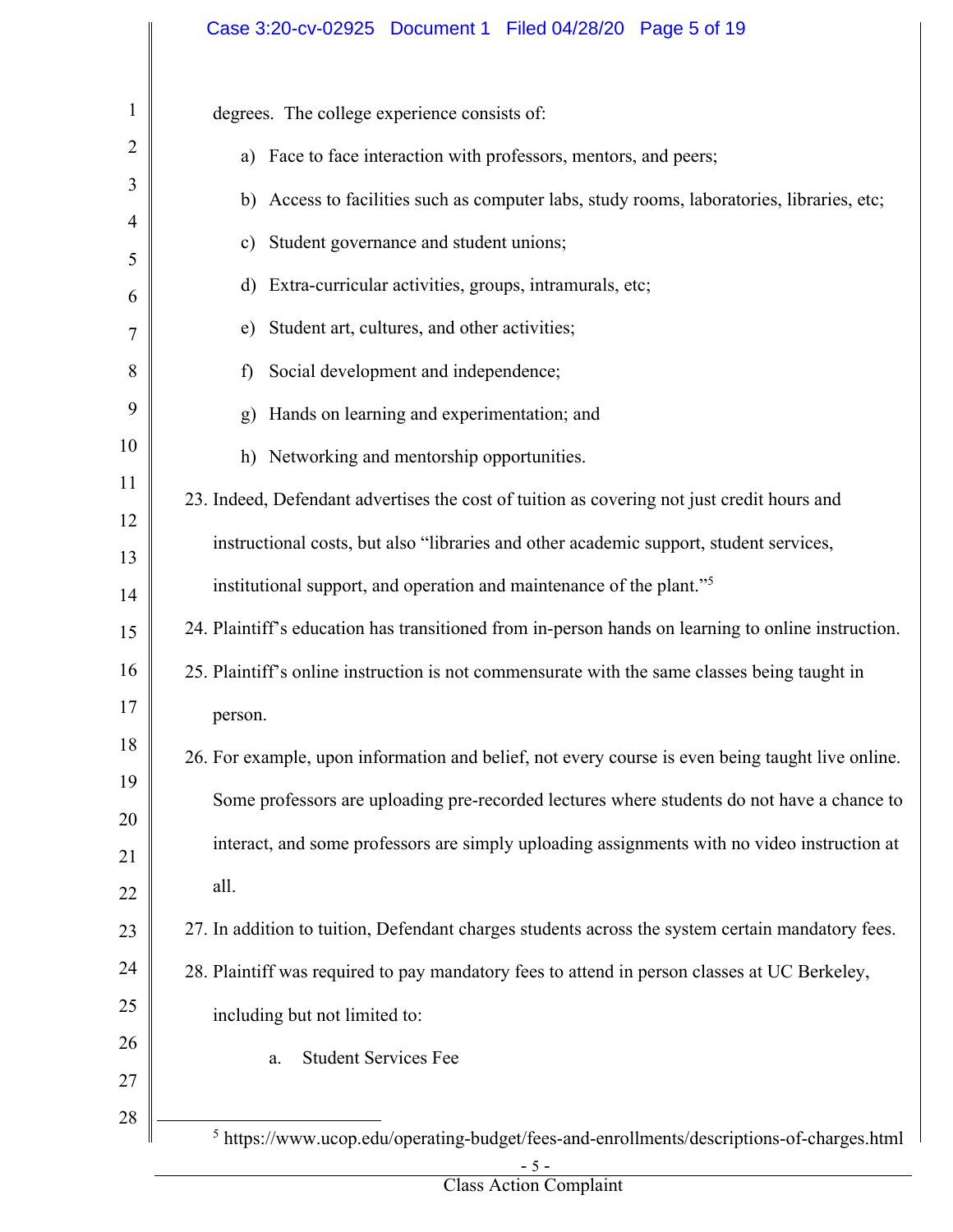degrees. The college experience consists of:

a) Face to face interaction with professors, mentors, and peers;

b) Access to facilities such as computer labs, study rooms, laboratories, libraries, etc;

c) Student governance and student unions;

d) Extra-curricular activities, groups, intramurals, etc;

e) Student art, cultures, and other activities;

f) Social development and independence;

g) Hands on learning and experimentation; and

h) Networking and mentorship opportunities.

23. Indeed, Defendant advertises the cost of tuition as covering not just credit hours and instructional costs, but also "libraries and other academic support, student services, institutional support, and operation and maintenance of the plant."[5]

24. Plaintiff's education has transitioned from in-person hands on learning to online instruction.

25. Plaintiff's online instruction is not commensurate with the same classes being taught in person.

26. For example, upon information and belief, not every course is even being taught live online. Some professors are uploading pre-recorded lectures where students do not have a chance to interact, and some professors are simply uploading assignments with no video instruction at all.

27. In addition to tuition, Defendant charges students across the system certain mandatory fees.

28. Plaintiff was required to pay mandatory fees to attend in person classes at UC Berkeley, including but not limited to:

a. Student Services Fee

---

[5] https://www.ucop.edu/operating-budget/fees-and-enrollments/descriptions-of-charges.html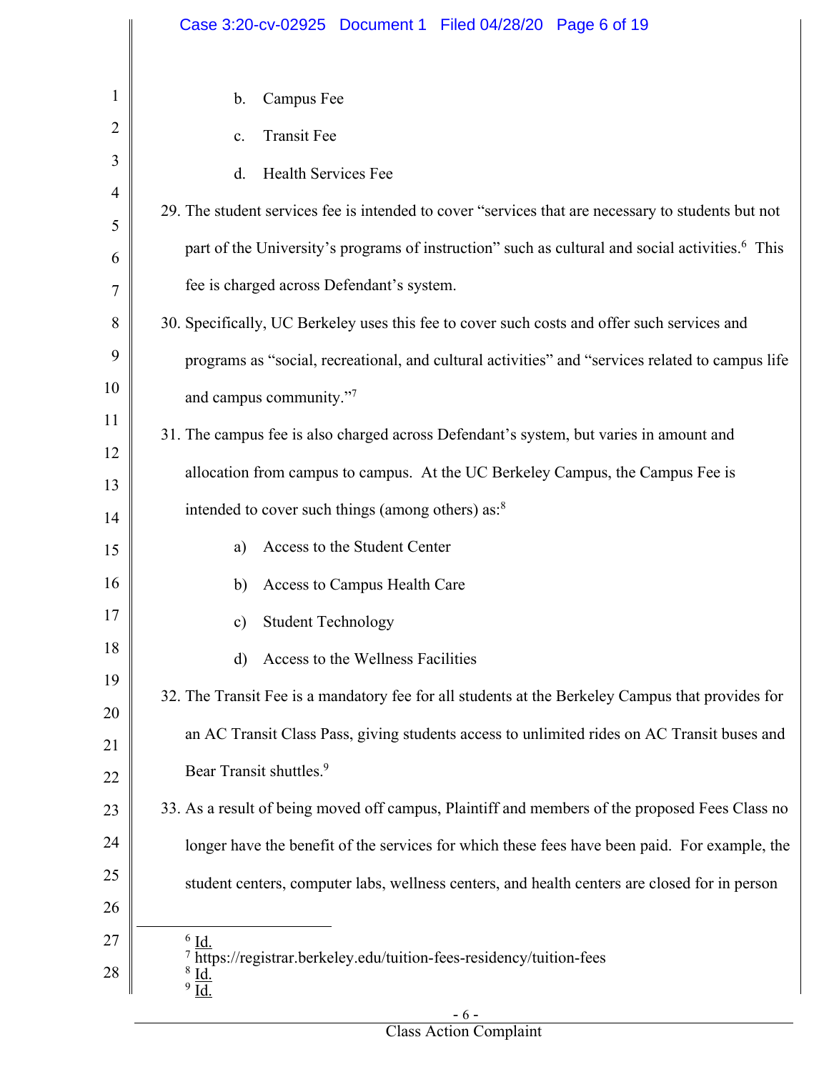b. Campus Fee

c. Transit Fee

d. Health Services Fee

29. The student services fee is intended to cover "services that are necessary to students but not part of the University's programs of instruction" such as cultural and social activities.[6] This fee is charged across Defendant's system.

30. Specifically, UC Berkeley uses this fee to cover such costs and offer such services and programs as "social, recreational, and cultural activities" and "services related to campus life and campus community."[7]

31. The campus fee is also charged across Defendant's system, but varies in amount and allocation from campus to campus. At the UC Berkeley Campus, the Campus Fee is intended to cover such things (among others) as:[8]

a) Access to the Student Center

b) Access to Campus Health Care

c) Student Technology

d) Access to the Wellness Facilities

32. The Transit Fee is a mandatory fee for all students at the Berkeley Campus that provides for an AC Transit Class Pass, giving students access to unlimited rides on AC Transit buses and Bear Transit shuttles.[9]

33. As a result of being moved off campus, Plaintiff and members of the proposed Fees Class no longer have the benefit of the services for which these fees have been paid. For example, the student centers, computer labs, wellness centers, and health centers are closed for in person

---

[6] Id.

[7] https://registrar.berkeley.edu/tuition-fees-residency/tuition-fees

[8] Id.

[9] Id.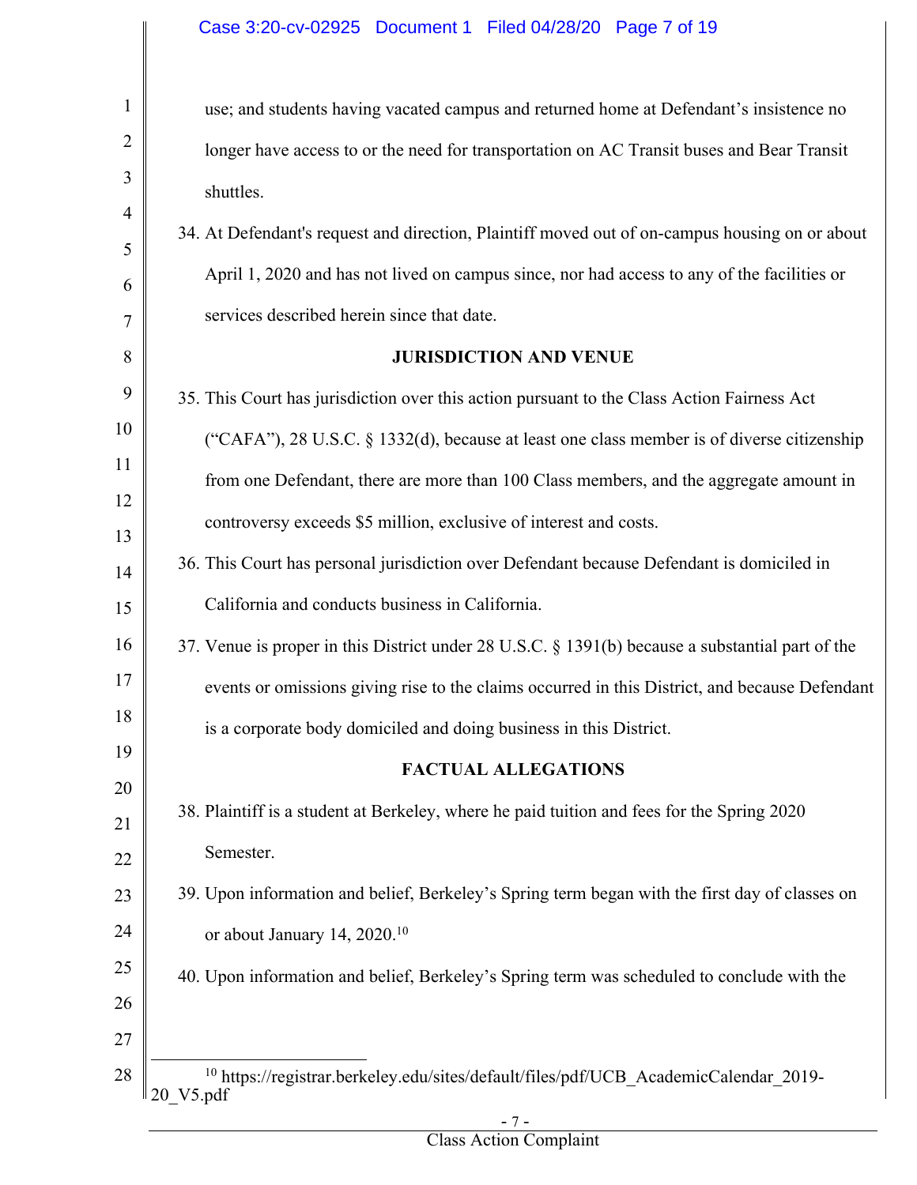use; and students having vacated campus and returned home at Defendant's insistence no longer have access to or the need for transportation on AC Transit buses and Bear Transit shuttles.

34. At Defendant's request and direction, Plaintiff moved out of on-campus housing on or about April 1, 2020 and has not lived on campus since, nor had access to any of the facilities or services described herein since that date.

## JURISDICTION AND VENUE

35. This Court has jurisdiction over this action pursuant to the Class Action Fairness Act ("CAFA"), 28 U.S.C. § 1332(d), because at least one class member is of diverse citizenship from one Defendant, there are more than 100 Class members, and the aggregate amount in controversy exceeds $5 million, exclusive of interest and costs.

36. This Court has personal jurisdiction over Defendant because Defendant is domiciled in California and conducts business in California.

37. Venue is proper in this District under 28 U.S.C. § 1391(b) because a substantial part of the events or omissions giving rise to the claims occurred in this District, and because Defendant is a corporate body domiciled and doing business in this District.

## FACTUAL ALLEGATIONS

38. Plaintiff is a student at Berkeley, where he paid tuition and fees for the Spring 2020 Semester.

39. Upon information and belief, Berkeley's Spring term began with the first day of classes on or about January 14, 2020.[10]

40. Upon information and belief, Berkeley's Spring term was scheduled to conclude with the

---

[10] https://registrar.berkeley.edu/sites/default/files/pdf/UCB_AcademicCalendar_2019-20_V5.pdf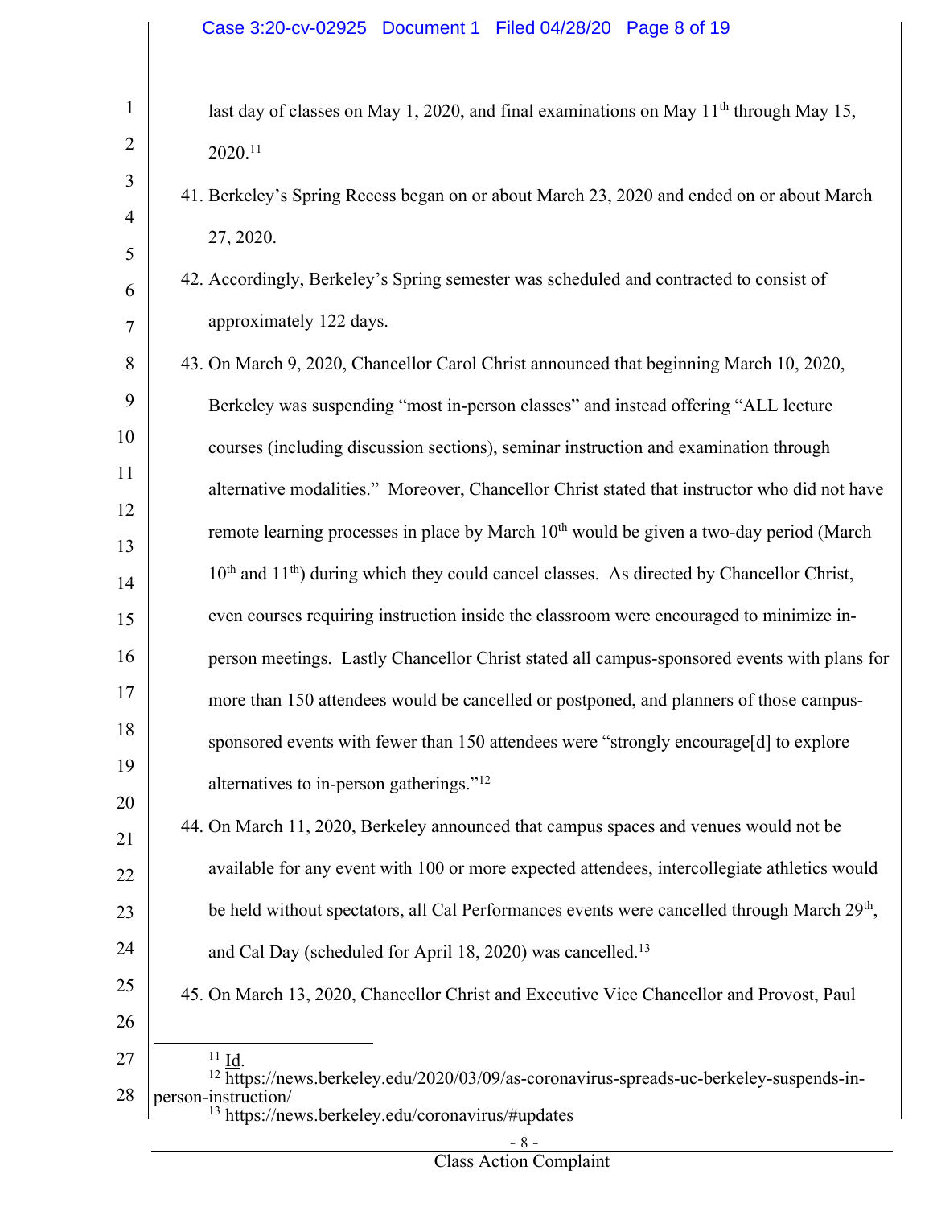last day of classes on May 1, 2020, and final examinations on May 11th through May 15, 2020.[11]

41. Berkeley's Spring Recess began on or about March 23, 2020 and ended on or about March 27, 2020.

42. Accordingly, Berkeley's Spring semester was scheduled and contracted to consist of approximately 122 days.

43. On March 9, 2020, Chancellor Carol Christ announced that beginning March 10, 2020, Berkeley was suspending "most in-person classes" and instead offering "ALL lecture courses (including discussion sections), seminar instruction and examination through alternative modalities." Moreover, Chancellor Christ stated that instructor who did not have remote learning processes in place by March 10th would be given a two-day period (March 10th and 11th) during which they could cancel classes. As directed by Chancellor Christ, even courses requiring instruction inside the classroom were encouraged to minimize in-person meetings. Lastly Chancellor Christ stated all campus-sponsored events with plans for more than 150 attendees would be cancelled or postponed, and planners of those campus-sponsored events with fewer than 150 attendees were "strongly encourage[d] to explore alternatives to in-person gatherings."[12]

44. On March 11, 2020, Berkeley announced that campus spaces and venues would not be available for any event with 100 or more expected attendees, intercollegiate athletics would be held without spectators, all Cal Performances events were cancelled through March 29th, and Cal Day (scheduled for April 18, 2020) was cancelled.[13]

45. On March 13, 2020, Chancellor Christ and Executive Vice Chancellor and Provost, Paul

---

[11] Id.

[12] https://news.berkeley.edu/2020/03/09/as-coronavirus-spreads-uc-berkeley-suspends-in-person-instruction/

[13] https://news.berkeley.edu/coronavirus/#updates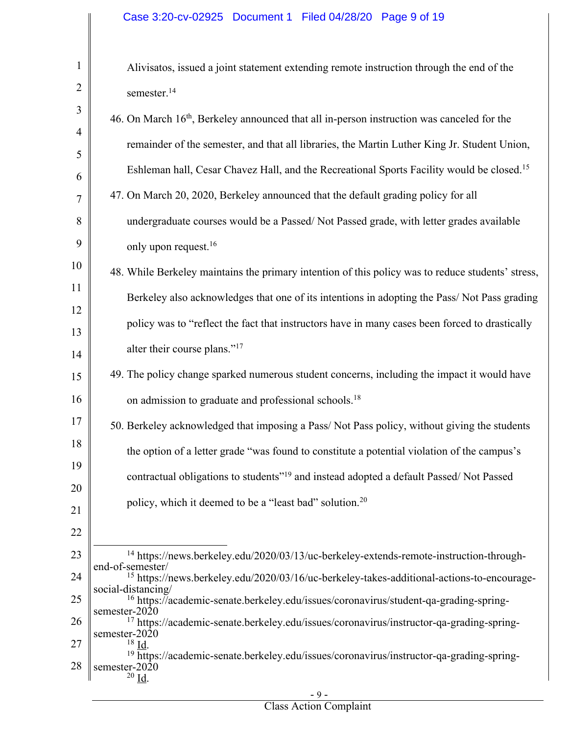Alivisatos, issued a joint statement extending remote instruction through the end of the semester.[14]

46. On March 16th, Berkeley announced that all in-person instruction was canceled for the remainder of the semester, and that all libraries, the Martin Luther King Jr. Student Union, Eshleman hall, Cesar Chavez Hall, and the Recreational Sports Facility would be closed.[15]

47. On March 20, 2020, Berkeley announced that the default grading policy for all undergraduate courses would be a Passed/ Not Passed grade, with letter grades available only upon request.[16]

48. While Berkeley maintains the primary intention of this policy was to reduce students' stress, Berkeley also acknowledges that one of its intentions in adopting the Pass/ Not Pass grading policy was to "reflect the fact that instructors have in many cases been forced to drastically alter their course plans."[17]

49. The policy change sparked numerous student concerns, including the impact it would have on admission to graduate and professional schools.[18]

50. Berkeley acknowledged that imposing a Pass/ Not Pass policy, without giving the students the option of a letter grade "was found to constitute a potential violation of the campus's contractual obligations to students"[19] and instead adopted a default Passed/ Not Passed policy, which it deemed to be a "least bad" solution.[20]

---

[14] https://news.berkeley.edu/2020/03/13/uc-berkeley-extends-remote-instruction-through-end-of-semester/

[15] https://news.berkeley.edu/2020/03/16/uc-berkeley-takes-additional-actions-to-encourage-social-distancing/

[16] https://academic-senate.berkeley.edu/issues/coronavirus/student-qa-grading-spring-semester-2020

[17] https://academic-senate.berkeley.edu/issues/coronavirus/instructor-qa-grading-spring-semester-2020

[18] Id.

[19] https://academic-senate.berkeley.edu/issues/coronavirus/instructor-qa-grading-spring-semester-2020

[20] Id.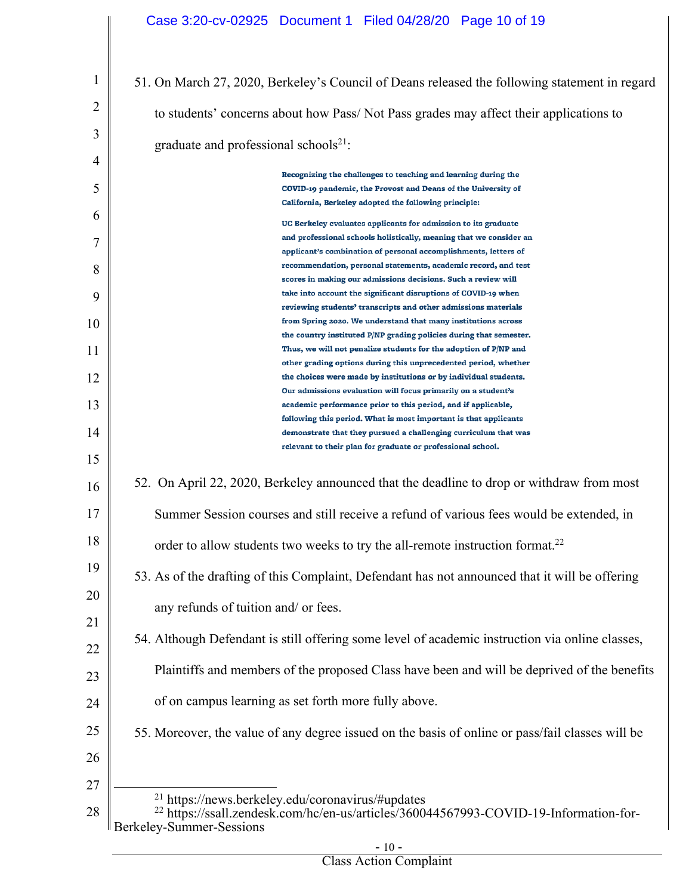51. On March 27, 2020, Berkeley's Council of Deans released the following statement in regard to students' concerns about how Pass/ Not Pass grades may affect their applications to graduate and professional schools[21]:

> **Recognizing the challenges to teaching and learning during the COVID-19 pandemic, the Provost and Deans of the University of California, Berkeley adopted the following principle:**
>
> **UC Berkeley evaluates applicants for admission to its graduate and professional schools holistically, meaning that we consider an applicant's combination of personal accomplishments, letters of recommendation, personal statements, academic record, and test scores in making our admissions decisions. Such a review will take into account the significant disruptions of COVID-19 when reviewing students' transcripts and other admissions materials from Spring 2020. We understand that many institutions across the country instituted P/NP grading policies during that semester. Thus, we will not penalize students for the adoption of P/NP and other grading options during this unprecedented period, whether the choices were made by institutions or by individual students. Our admissions evaluation will focus primarily on a student's academic performance prior to this period, and if applicable, following this period. What is most important is that applicants demonstrate that they pursued a challenging curriculum that was relevant to their plan for graduate or professional school.**

52. On April 22, 2020, Berkeley announced that the deadline to drop or withdraw from most Summer Session courses and still receive a refund of various fees would be extended, in order to allow students two weeks to try the all-remote instruction format.[22]

53. As of the drafting of this Complaint, Defendant has not announced that it will be offering any refunds of tuition and/ or fees.

54. Although Defendant is still offering some level of academic instruction via online classes, Plaintiffs and members of the proposed Class have been and will be deprived of the benefits of on campus learning as set forth more fully above.

55. Moreover, the value of any degree issued on the basis of online or pass/fail classes will be

---

[21] https://news.berkeley.edu/coronavirus/#updates

[22] https://ssall.zendesk.com/hc/en-us/articles/360044567993-COVID-19-Information-for-Berkeley-Summer-Sessions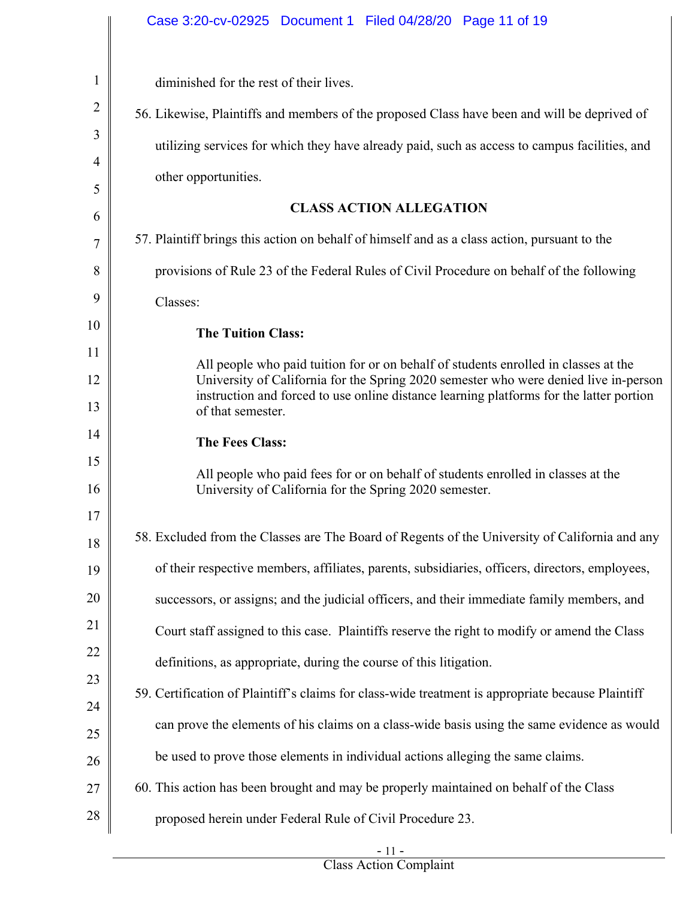diminished for the rest of their lives.

56. Likewise, Plaintiffs and members of the proposed Class have been and will be deprived of utilizing services for which they have already paid, such as access to campus facilities, and other opportunities.

## CLASS ACTION ALLEGATION

57. Plaintiff brings this action on behalf of himself and as a class action, pursuant to the provisions of Rule 23 of the Federal Rules of Civil Procedure on behalf of the following Classes:

> **The Tuition Class:**
>
> All people who paid tuition for or on behalf of students enrolled in classes at the University of California for the Spring 2020 semester who were denied live in-person instruction and forced to use online distance learning platforms for the latter portion of that semester.
>
> **The Fees Class:**
>
> All people who paid fees for or on behalf of students enrolled in classes at the University of California for the Spring 2020 semester.

58. Excluded from the Classes are The Board of Regents of the University of California and any of their respective members, affiliates, parents, subsidiaries, officers, directors, employees, successors, or assigns; and the judicial officers, and their immediate family members, and Court staff assigned to this case. Plaintiffs reserve the right to modify or amend the Class definitions, as appropriate, during the course of this litigation.

59. Certification of Plaintiff's claims for class-wide treatment is appropriate because Plaintiff can prove the elements of his claims on a class-wide basis using the same evidence as would be used to prove those elements in individual actions alleging the same claims.

60. This action has been brought and may be properly maintained on behalf of the Class proposed herein under Federal Rule of Civil Procedure 23.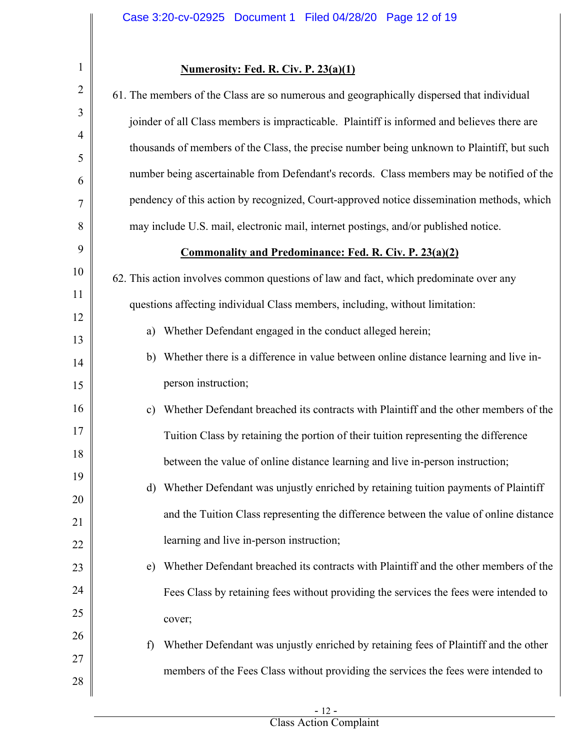**Numerosity: Fed. R. Civ. P. 23(a)(1)**

61. The members of the Class are so numerous and geographically dispersed that individual joinder of all Class members is impracticable. Plaintiff is informed and believes there are thousands of members of the Class, the precise number being unknown to Plaintiff, but such number being ascertainable from Defendant's records. Class members may be notified of the pendency of this action by recognized, Court-approved notice dissemination methods, which may include U.S. mail, electronic mail, internet postings, and/or published notice.

**Commonality and Predominance: Fed. R. Civ. P. 23(a)(2)**

62. This action involves common questions of law and fact, which predominate over any questions affecting individual Class members, including, without limitation:

   a) Whether Defendant engaged in the conduct alleged herein;

   b) Whether there is a difference in value between online distance learning and live in-person instruction;

   c) Whether Defendant breached its contracts with Plaintiff and the other members of the Tuition Class by retaining the portion of their tuition representing the difference between the value of online distance learning and live in-person instruction;

   d) Whether Defendant was unjustly enriched by retaining tuition payments of Plaintiff and the Tuition Class representing the difference between the value of online distance learning and live in-person instruction;

   e) Whether Defendant breached its contracts with Plaintiff and the other members of the Fees Class by retaining fees without providing the services the fees were intended to cover;

   f) Whether Defendant was unjustly enriched by retaining fees of Plaintiff and the other members of the Fees Class without providing the services the fees were intended to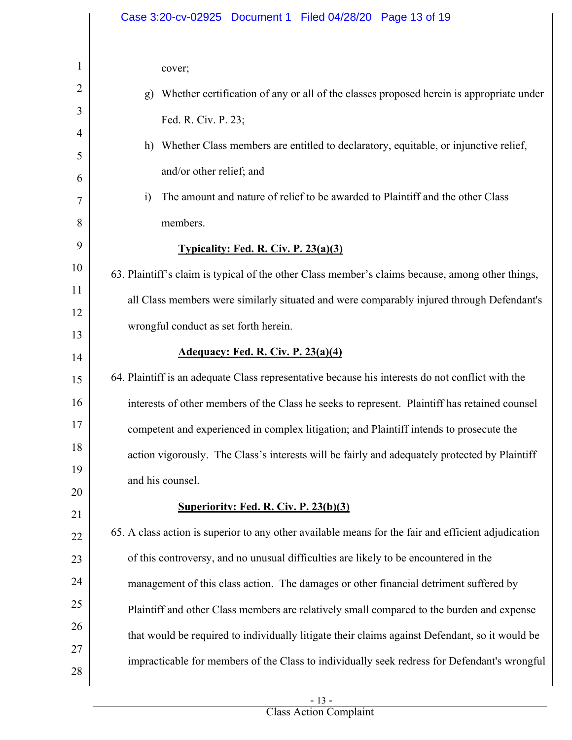cover;

g) Whether certification of any or all of the classes proposed herein is appropriate under Fed. R. Civ. P. 23;

h) Whether Class members are entitled to declaratory, equitable, or injunctive relief, and/or other relief; and

i) The amount and nature of relief to be awarded to Plaintiff and the other Class members.

**Typicality: Fed. R. Civ. P. 23(a)(3)**

63. Plaintiff's claim is typical of the other Class member's claims because, among other things, all Class members were similarly situated and were comparably injured through Defendant's wrongful conduct as set forth herein.

**Adequacy: Fed. R. Civ. P. 23(a)(4)**

64. Plaintiff is an adequate Class representative because his interests do not conflict with the interests of other members of the Class he seeks to represent. Plaintiff has retained counsel competent and experienced in complex litigation; and Plaintiff intends to prosecute the action vigorously. The Class's interests will be fairly and adequately protected by Plaintiff and his counsel.

**Superiority: Fed. R. Civ. P. 23(b)(3)**

65. A class action is superior to any other available means for the fair and efficient adjudication of this controversy, and no unusual difficulties are likely to be encountered in the management of this class action. The damages or other financial detriment suffered by Plaintiff and other Class members are relatively small compared to the burden and expense that would be required to individually litigate their claims against Defendant, so it would be impracticable for members of the Class to individually seek redress for Defendant's wrongful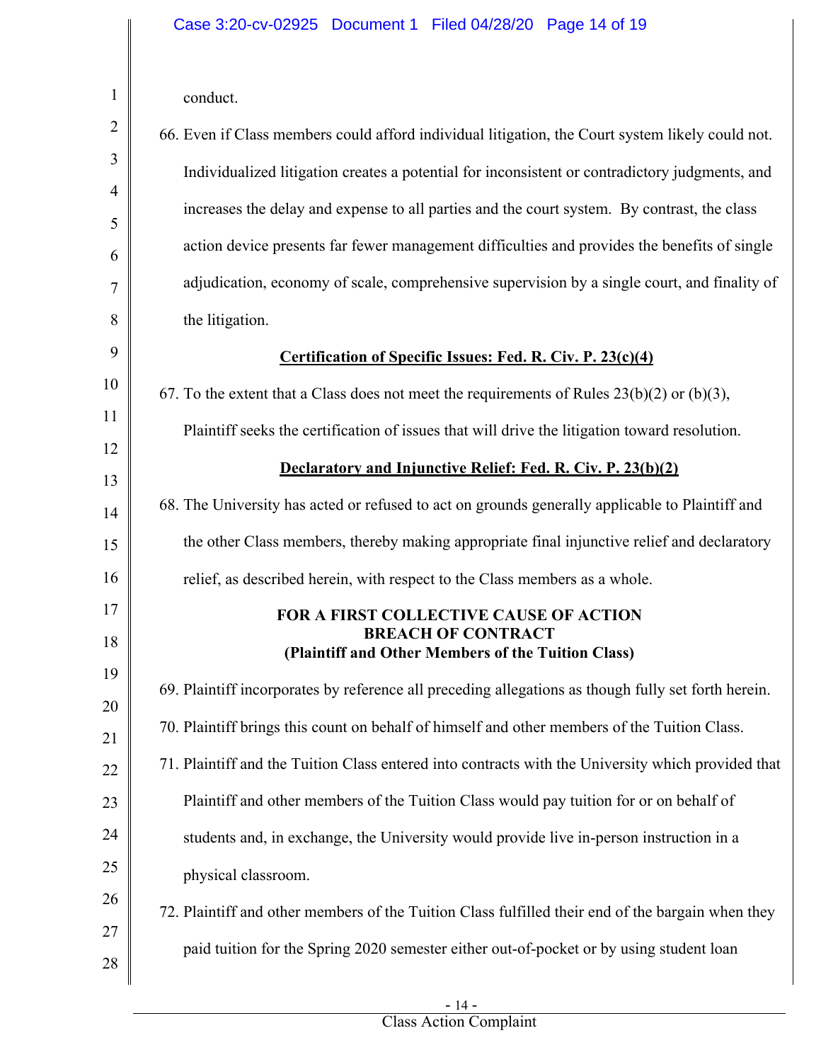conduct.

66. Even if Class members could afford individual litigation, the Court system likely could not. Individualized litigation creates a potential for inconsistent or contradictory judgments, and increases the delay and expense to all parties and the court system. By contrast, the class action device presents far fewer management difficulties and provides the benefits of single adjudication, economy of scale, comprehensive supervision by a single court, and finality of the litigation.

**Certification of Specific Issues: Fed. R. Civ. P. 23(c)(4)**

67. To the extent that a Class does not meet the requirements of Rules 23(b)(2) or (b)(3), Plaintiff seeks the certification of issues that will drive the litigation toward resolution.

**Declaratory and Injunctive Relief: Fed. R. Civ. P. 23(b)(2)**

68. The University has acted or refused to act on grounds generally applicable to Plaintiff and the other Class members, thereby making appropriate final injunctive relief and declaratory relief, as described herein, with respect to the Class members as a whole.

**FOR A FIRST COLLECTIVE CAUSE OF ACTION**
**BREACH OF CONTRACT**
**(Plaintiff and Other Members of the Tuition Class)**

69. Plaintiff incorporates by reference all preceding allegations as though fully set forth herein.

70. Plaintiff brings this count on behalf of himself and other members of the Tuition Class.

71. Plaintiff and the Tuition Class entered into contracts with the University which provided that Plaintiff and other members of the Tuition Class would pay tuition for or on behalf of students and, in exchange, the University would provide live in-person instruction in a physical classroom.

72. Plaintiff and other members of the Tuition Class fulfilled their end of the bargain when they paid tuition for the Spring 2020 semester either out-of-pocket or by using student loan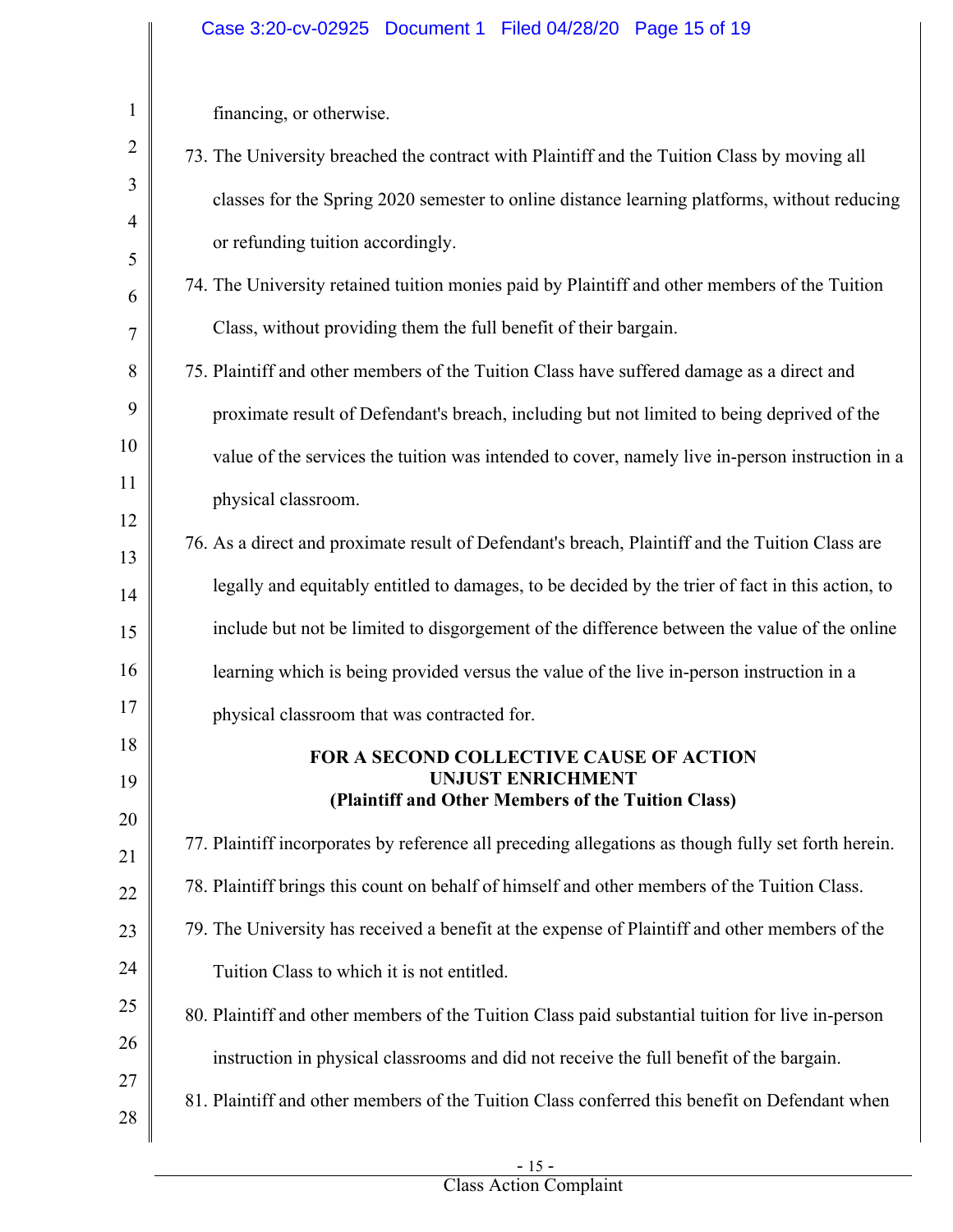financing, or otherwise.

73. The University breached the contract with Plaintiff and the Tuition Class by moving all classes for the Spring 2020 semester to online distance learning platforms, without reducing or refunding tuition accordingly.

74. The University retained tuition monies paid by Plaintiff and other members of the Tuition Class, without providing them the full benefit of their bargain.

75. Plaintiff and other members of the Tuition Class have suffered damage as a direct and proximate result of Defendant's breach, including but not limited to being deprived of the value of the services the tuition was intended to cover, namely live in-person instruction in a physical classroom.

76. As a direct and proximate result of Defendant's breach, Plaintiff and the Tuition Class are legally and equitably entitled to damages, to be decided by the trier of fact in this action, to include but not be limited to disgorgement of the difference between the value of the online learning which is being provided versus the value of the live in-person instruction in a physical classroom that was contracted for.

**FOR A SECOND COLLECTIVE CAUSE OF ACTION**
**UNJUST ENRICHMENT**
**(Plaintiff and Other Members of the Tuition Class)**

77. Plaintiff incorporates by reference all preceding allegations as though fully set forth herein.

78. Plaintiff brings this count on behalf of himself and other members of the Tuition Class.

79. The University has received a benefit at the expense of Plaintiff and other members of the Tuition Class to which it is not entitled.

80. Plaintiff and other members of the Tuition Class paid substantial tuition for live in-person instruction in physical classrooms and did not receive the full benefit of the bargain.

81. Plaintiff and other members of the Tuition Class conferred this benefit on Defendant when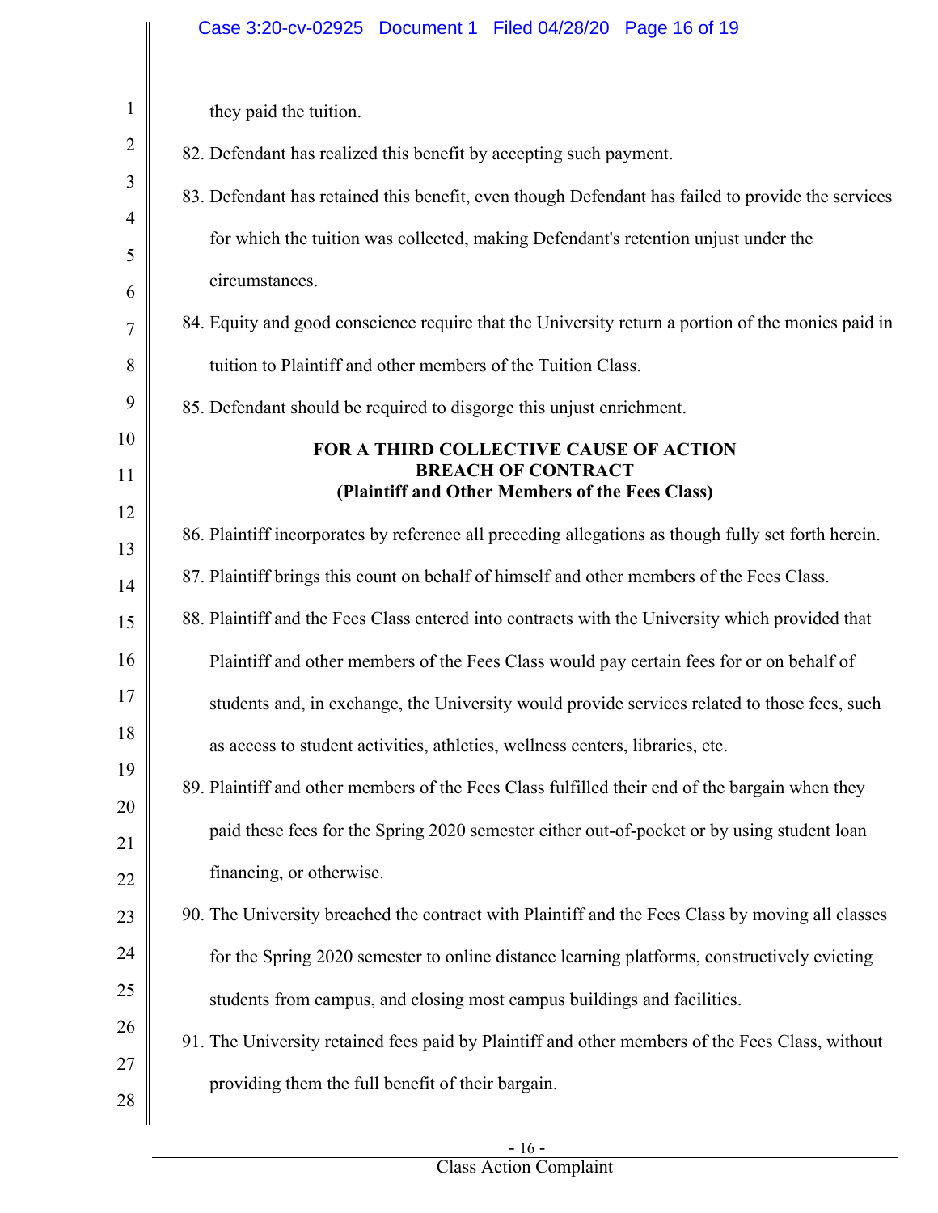they paid the tuition.

82. Defendant has realized this benefit by accepting such payment.

83. Defendant has retained this benefit, even though Defendant has failed to provide the services for which the tuition was collected, making Defendant's retention unjust under the circumstances.

84. Equity and good conscience require that the University return a portion of the monies paid in tuition to Plaintiff and other members of the Tuition Class.

85. Defendant should be required to disgorge this unjust enrichment.

**FOR A THIRD COLLECTIVE CAUSE OF ACTION**
**BREACH OF CONTRACT**
**(Plaintiff and Other Members of the Fees Class)**

86. Plaintiff incorporates by reference all preceding allegations as though fully set forth herein.

87. Plaintiff brings this count on behalf of himself and other members of the Fees Class.

88. Plaintiff and the Fees Class entered into contracts with the University which provided that Plaintiff and other members of the Fees Class would pay certain fees for or on behalf of students and, in exchange, the University would provide services related to those fees, such as access to student activities, athletics, wellness centers, libraries, etc.

89. Plaintiff and other members of the Fees Class fulfilled their end of the bargain when they paid these fees for the Spring 2020 semester either out-of-pocket or by using student loan financing, or otherwise.

90. The University breached the contract with Plaintiff and the Fees Class by moving all classes for the Spring 2020 semester to online distance learning platforms, constructively evicting students from campus, and closing most campus buildings and facilities.

91. The University retained fees paid by Plaintiff and other members of the Fees Class, without providing them the full benefit of their bargain.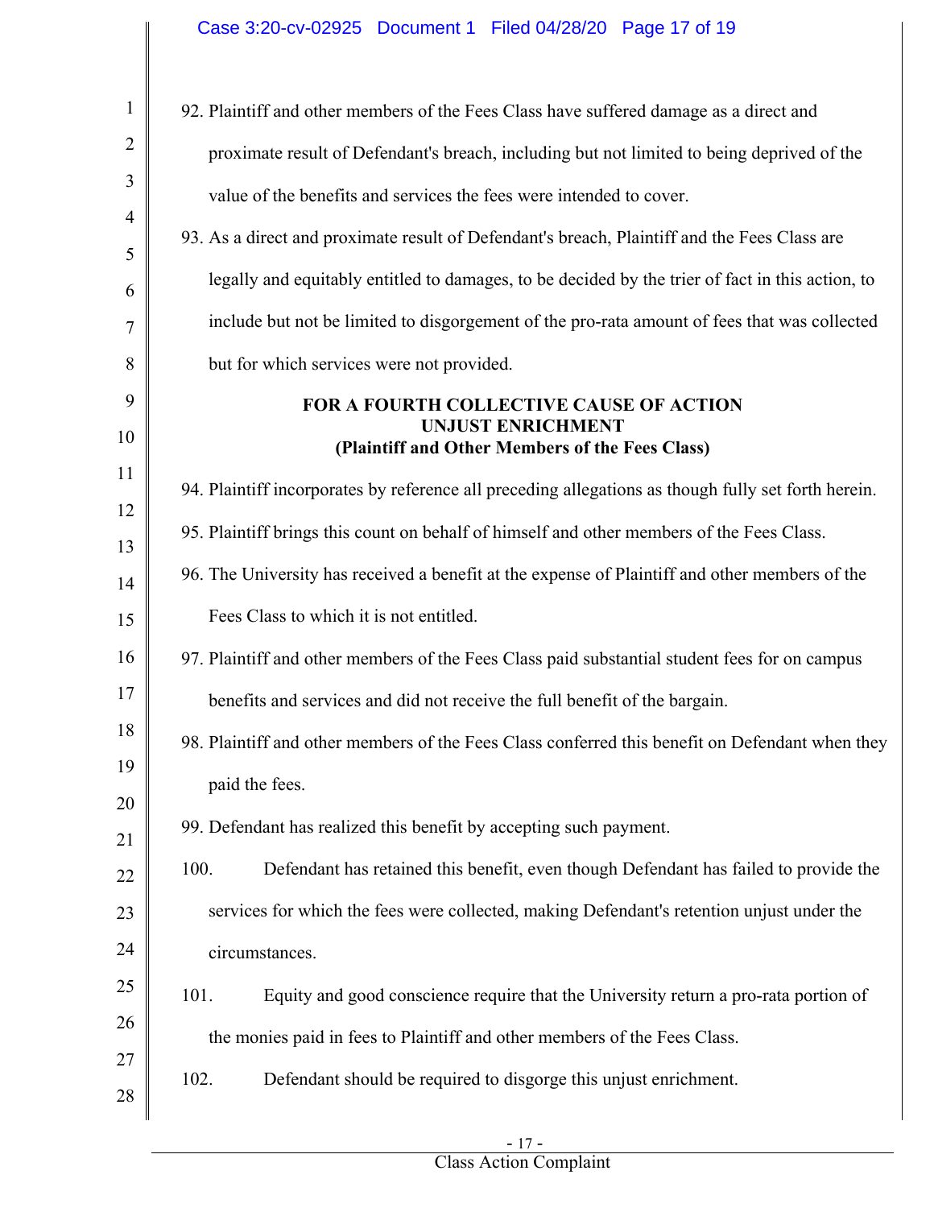92. Plaintiff and other members of the Fees Class have suffered damage as a direct and proximate result of Defendant's breach, including but not limited to being deprived of the value of the benefits and services the fees were intended to cover.

93. As a direct and proximate result of Defendant's breach, Plaintiff and the Fees Class are legally and equitably entitled to damages, to be decided by the trier of fact in this action, to include but not be limited to disgorgement of the pro-rata amount of fees that was collected but for which services were not provided.

**FOR A FOURTH COLLECTIVE CAUSE OF ACTION**
**UNJUST ENRICHMENT**
**(Plaintiff and Other Members of the Fees Class)**

94. Plaintiff incorporates by reference all preceding allegations as though fully set forth herein.

95. Plaintiff brings this count on behalf of himself and other members of the Fees Class.

96. The University has received a benefit at the expense of Plaintiff and other members of the Fees Class to which it is not entitled.

97. Plaintiff and other members of the Fees Class paid substantial student fees for on campus benefits and services and did not receive the full benefit of the bargain.

98. Plaintiff and other members of the Fees Class conferred this benefit on Defendant when they paid the fees.

99. Defendant has realized this benefit by accepting such payment.

100. Defendant has retained this benefit, even though Defendant has failed to provide the services for which the fees were collected, making Defendant's retention unjust under the circumstances.

101. Equity and good conscience require that the University return a pro-rata portion of the monies paid in fees to Plaintiff and other members of the Fees Class.

102. Defendant should be required to disgorge this unjust enrichment.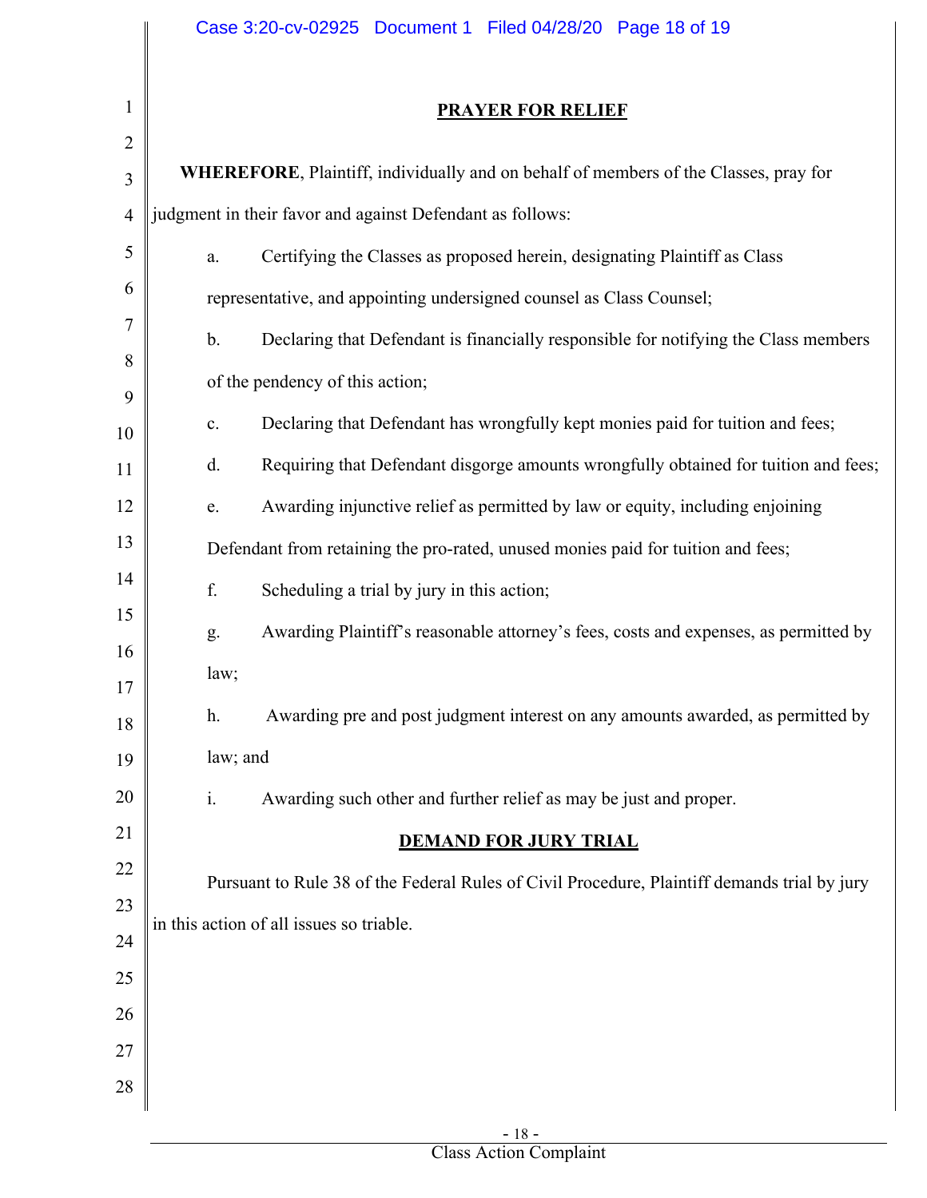## PRAYER FOR RELIEF

**WHEREFORE**, Plaintiff, individually and on behalf of members of the Classes, pray for judgment in their favor and against Defendant as follows:

a. Certifying the Classes as proposed herein, designating Plaintiff as Class representative, and appointing undersigned counsel as Class Counsel;

b. Declaring that Defendant is financially responsible for notifying the Class members of the pendency of this action;

c. Declaring that Defendant has wrongfully kept monies paid for tuition and fees;

d. Requiring that Defendant disgorge amounts wrongfully obtained for tuition and fees;

e. Awarding injunctive relief as permitted by law or equity, including enjoining Defendant from retaining the pro-rated, unused monies paid for tuition and fees;

f. Scheduling a trial by jury in this action;

g. Awarding Plaintiff's reasonable attorney's fees, costs and expenses, as permitted by law;

h. Awarding pre and post judgment interest on any amounts awarded, as permitted by law; and

i. Awarding such other and further relief as may be just and proper.

## DEMAND FOR JURY TRIAL

Pursuant to Rule 38 of the Federal Rules of Civil Procedure, Plaintiff demands trial by jury in this action of all issues so triable.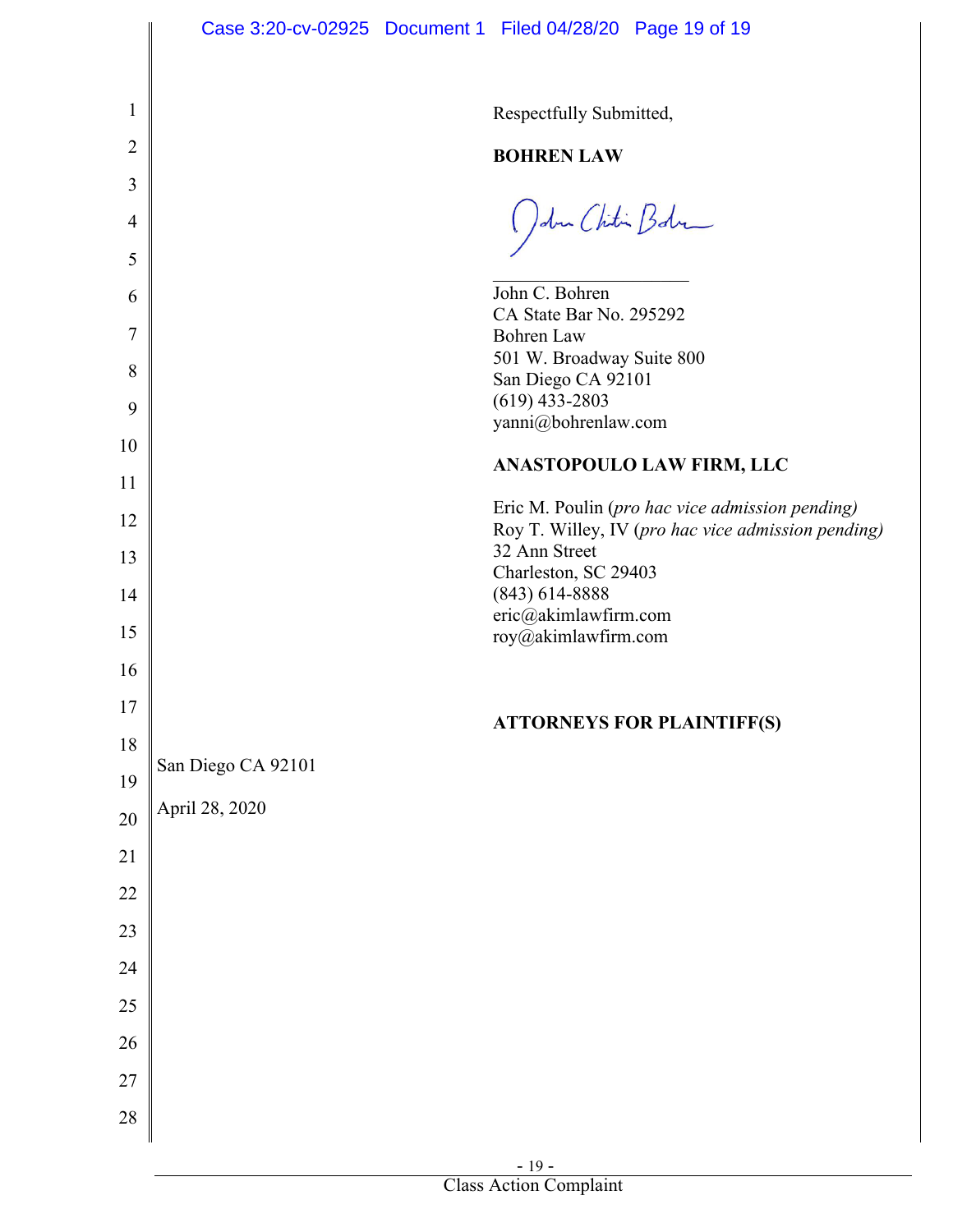Respectfully Submitted,

**BOHREN LAW**

_______________________
John C. Bohren
CA State Bar No. 295292
Bohren Law
501 W. Broadway Suite 800
San Diego CA 92101
(619) 433-2803
yanni@bohrenlaw.com

**ANASTOPOULO LAW FIRM, LLC**

Eric M. Poulin (*pro hac vice admission pending)*
Roy T. Willey, IV (*pro hac vice admission pending)*
32 Ann Street
Charleston, SC 29403
(843) 614-8888
eric@akimlawfirm.com
roy@akimlawfirm.com

**ATTORNEYS FOR PLAINTIFF(S)**

San Diego CA 92101

April 28, 2020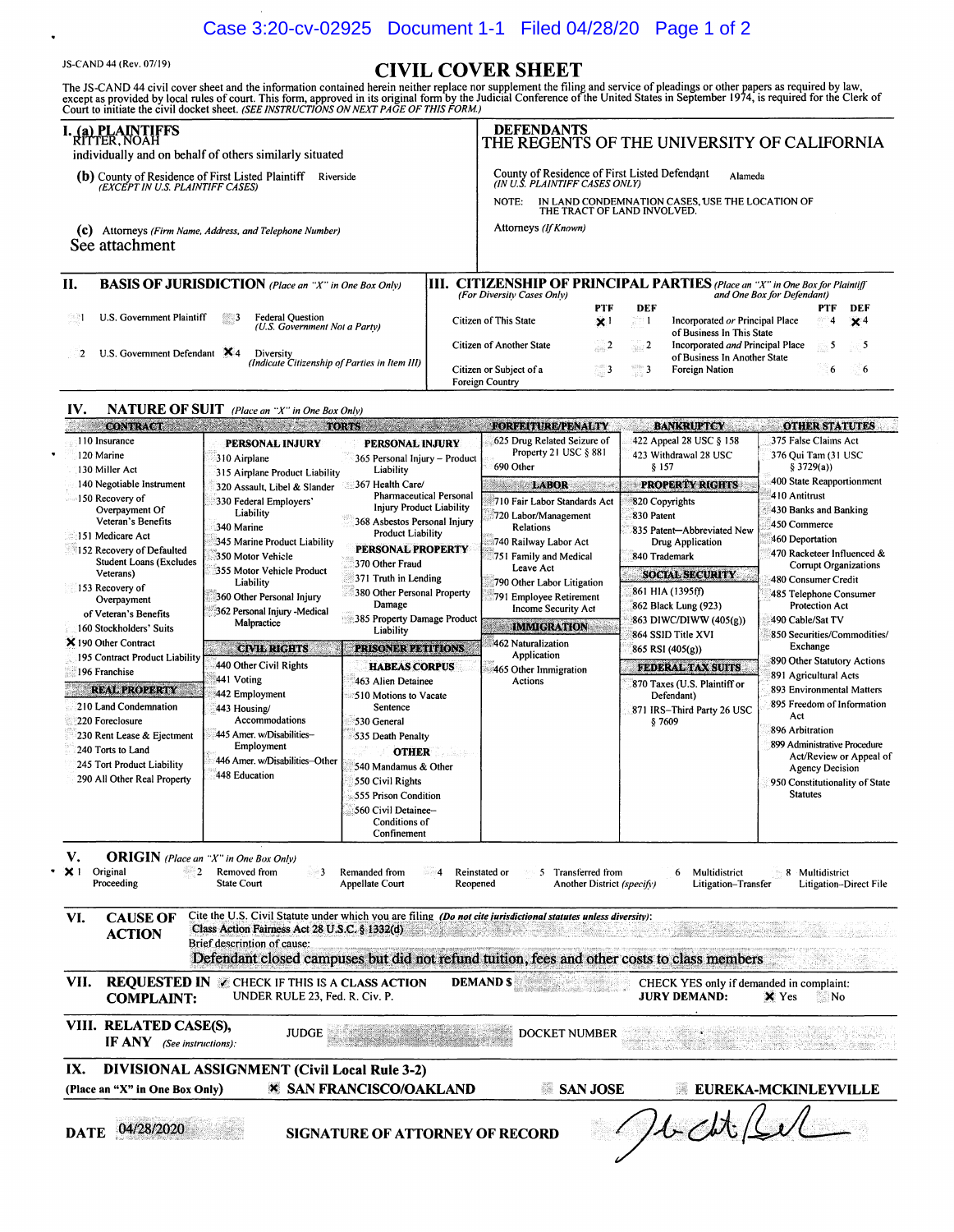JS-CAND 44 (Rev. 07/19)

# CIVIL COVER SHEET

The JS-CAND 44 civil cover sheet and the information contained herein neither replace nor supplement the filing and service of pleadings or other papers as required by law, except as provided by local rules of court. This form, approved in its original form by the Judicial Conference of the United States in September 1974, is required for the Clerk of Court to initiate the civil docket sheet. *(SEE INSTRUCTIONS ON NEXT PAGE OF THIS FORM.)*

## I. (a) PLAINTIFFS

RITTER, NOAH
individually and on behalf of others similarly situated

**(b)** County of Residence of First Listed Plaintiff: Riverside
*(EXCEPT IN U.S. PLAINTIFF CASES)*

**(c)** Attorneys *(Firm Name, Address, and Telephone Number)*
See attachment

## DEFENDANTS

THE REGENTS OF THE UNIVERSITY OF CALIFORNIA

County of Residence of First Listed Defendant: Alameda
*(IN U.S. PLAINTIFF CASES ONLY)*

NOTE: IN LAND CONDEMNATION CASES, USE THE LOCATION OF THE TRACT OF LAND INVOLVED.

Attorneys *(If Known)*

## II. BASIS OF JURISDICTION *(Place an "X" in One Box Only)*

- 1 U.S. Government Plaintiff
- 3 Federal Question *(U.S. Government Not a Party)*
- 2 U.S. Government Defendant
- X 4 Diversity *(Indicate Citizenship of Parties in Item III)*

## III. CITIZENSHIP OF PRINCIPAL PARTIES *(Place an "X" in One Box for Plaintiff and One Box for Defendant)* *(For Diversity Cases Only)*

| | PTF | DEF | | PTF | DEF |
|---|---|---|---|---|---|
| Citizen of This State | X 1 | 1 | Incorporated *or* Principal Place of Business In This State | 4 | X 4 |
| Citizen of Another State | 2 | 2 | Incorporated *and* Principal Place of Business In Another State | 5 | 5 |
| Citizen or Subject of a Foreign Country | 3 | 3 | Foreign Nation | 6 | 6 |

## IV. NATURE OF SUIT *(Place an "X" in One Box Only)*

**CONTRACT**
- 110 Insurance
- 120 Marine
- 130 Miller Act
- 140 Negotiable Instrument
- 150 Recovery of Overpayment Of Veteran's Benefits
- 151 Medicare Act
- 152 Recovery of Defaulted Student Loans (Excludes Veterans)
- 153 Recovery of Overpayment of Veteran's Benefits
- 160 Stockholders' Suits
- X 190 Other Contract
- 195 Contract Product Liability
- 196 Franchise

**REAL PROPERTY**
- 210 Land Condemnation
- 220 Foreclosure
- 230 Rent Lease & Ejectment
- 240 Torts to Land
- 245 Tort Product Liability
- 290 All Other Real Property

**TORTS**

PERSONAL INJURY
- 310 Airplane
- 315 Airplane Product Liability
- 320 Assault, Libel & Slander
- 330 Federal Employers' Liability
- 340 Marine
- 345 Marine Product Liability
- 350 Motor Vehicle
- 355 Motor Vehicle Product Liability
- 360 Other Personal Injury
- 362 Personal Injury -Medical Malpractice

PERSONAL INJURY
- 365 Personal Injury – Product Liability
- 367 Health Care/ Pharmaceutical Personal Injury Product Liability
- 368 Asbestos Personal Injury Product Liability

PERSONAL PROPERTY
- 370 Other Fraud
- 371 Truth in Lending
- 380 Other Personal Property Damage
- 385 Property Damage Product Liability

**CIVIL RIGHTS**
- 440 Other Civil Rights
- 441 Voting
- 442 Employment
- 443 Housing/ Accommodations
- 445 Amer. w/Disabilities–Employment
- 446 Amer. w/Disabilities–Other
- 448 Education

**PRISONER PETITIONS**

HABEAS CORPUS
- 463 Alien Detainee
- 510 Motions to Vacate Sentence
- 530 General
- 535 Death Penalty

OTHER
- 540 Mandamus & Other
- 550 Civil Rights
- 555 Prison Condition
- 560 Civil Detainee–Conditions of Confinement

**FORFEITURE/PENALTY**
- 625 Drug Related Seizure of Property 21 USC § 881
- 690 Other

**LABOR**
- 710 Fair Labor Standards Act
- 720 Labor/Management Relations
- 740 Railway Labor Act
- 751 Family and Medical Leave Act
- 790 Other Labor Litigation
- 791 Employee Retirement Income Security Act

**IMMIGRATION**
- 462 Naturalization Application
- 465 Other Immigration Actions

**BANKRUPTCY**
- 422 Appeal 28 USC § 158
- 423 Withdrawal 28 USC § 157

**PROPERTY RIGHTS**
- 820 Copyrights
- 830 Patent
- 835 Patent—Abbreviated New Drug Application
- 840 Trademark

**SOCIAL SECURITY**
- 861 HIA (1395ff)
- 862 Black Lung (923)
- 863 DIWC/DIWW (405(g))
- 864 SSID Title XVI
- 865 RSI (405(g))

**FEDERAL TAX SUITS**
- 870 Taxes (U.S. Plaintiff or Defendant)
- 871 IRS–Third Party 26 USC § 7609

**OTHER STATUTES**
- 375 False Claims Act
- 376 Qui Tam (31 USC § 3729(a))
- 400 State Reapportionment
- 410 Antitrust
- 430 Banks and Banking
- 450 Commerce
- 460 Deportation
- 470 Racketeer Influenced & Corrupt Organizations
- 480 Consumer Credit
- 485 Telephone Consumer Protection Act
- 490 Cable/Sat TV
- 850 Securities/Commodities/ Exchange
- 890 Other Statutory Actions
- 891 Agricultural Acts
- 893 Environmental Matters
- 895 Freedom of Information Act
- 896 Arbitration
- 899 Administrative Procedure Act/Review or Appeal of Agency Decision
- 950 Constitutionality of State Statutes

## V. ORIGIN *(Place an "X" in One Box Only)*

- X 1 Original Proceeding
- 2 Removed from State Court
- 3 Remanded from Appellate Court
- 4 Reinstated or Reopened
- 5 Transferred from Another District *(specify)*
- 6 Multidistrict Litigation–Transfer
- 8 Multidistrict Litigation–Direct File

## VI. CAUSE OF ACTION

Cite the U.S. Civil Statute under which you are filing *(Do not cite jurisdictional statutes unless diversity)*:
Class Action Fairness Act 28 U.S.C. § 1332(d)

Brief description of cause:
Defendant closed campuses but did not refund tuition, fees and other costs to class members

## VII. REQUESTED IN COMPLAINT:

✓ CHECK IF THIS IS A CLASS ACTION UNDER RULE 23, Fed. R. Civ. P.

DEMAND $

CHECK YES only if demanded in complaint:
JURY DEMAND: X Yes ☐ No

## VIII. RELATED CASE(S), IF ANY *(See instructions)*:

JUDGE
DOCKET NUMBER

## IX. DIVISIONAL ASSIGNMENT (Civil Local Rule 3-2)

(Place an "X" in One Box Only)

- X SAN FRANCISCO/OAKLAND
- SAN JOSE
- EUREKA-MCKINLEYVILLE

DATE 04/28/2020

SIGNATURE OF ATTORNEY OF RECORD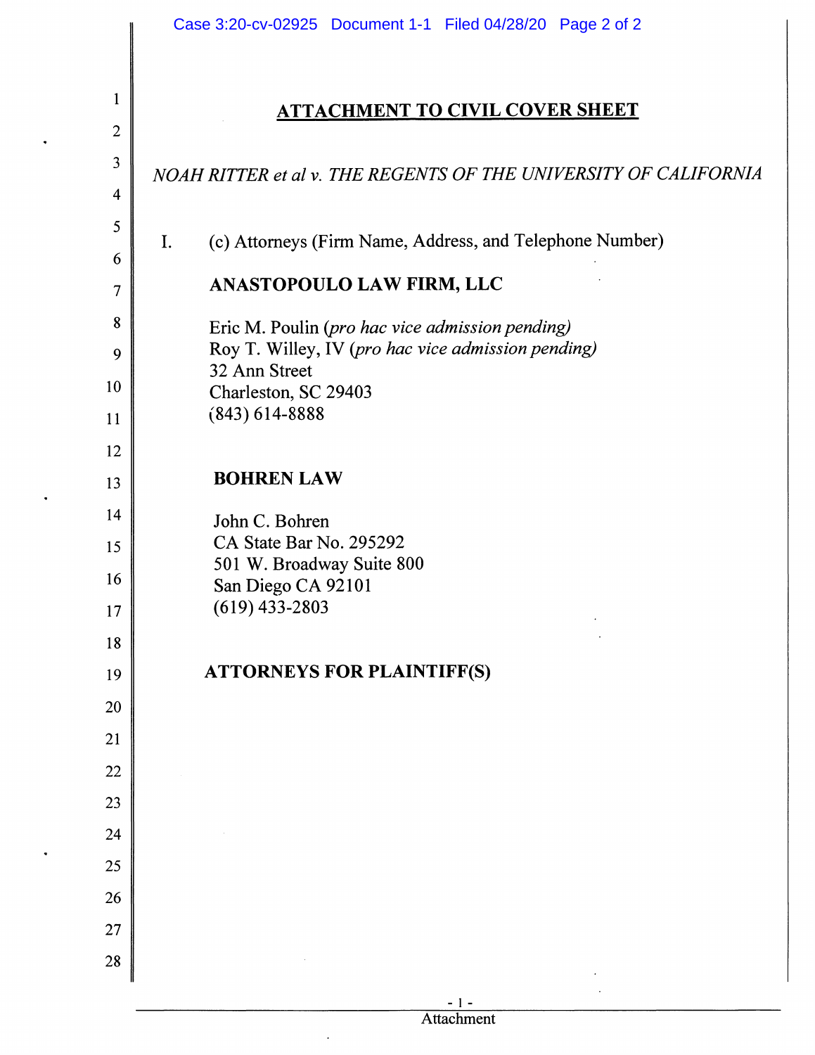# ATTACHMENT TO CIVIL COVER SHEET

*NOAH RITTER et al v. THE REGENTS OF THE UNIVERSITY OF CALIFORNIA*

I. (c) Attorneys (Firm Name, Address, and Telephone Number)

**ANASTOPOULO LAW FIRM, LLC**

Eric M. Poulin *(pro hac vice admission pending)*
Roy T. Willey, IV *(pro hac vice admission pending)*
32 Ann Street
Charleston, SC 29403
(843) 614-8888

**BOHREN LAW**

John C. Bohren
CA State Bar No. 295292
501 W. Broadway Suite 800
San Diego CA 92101
(619) 433-2803

**ATTORNEYS FOR PLAINTIFF(S)**

Attachment